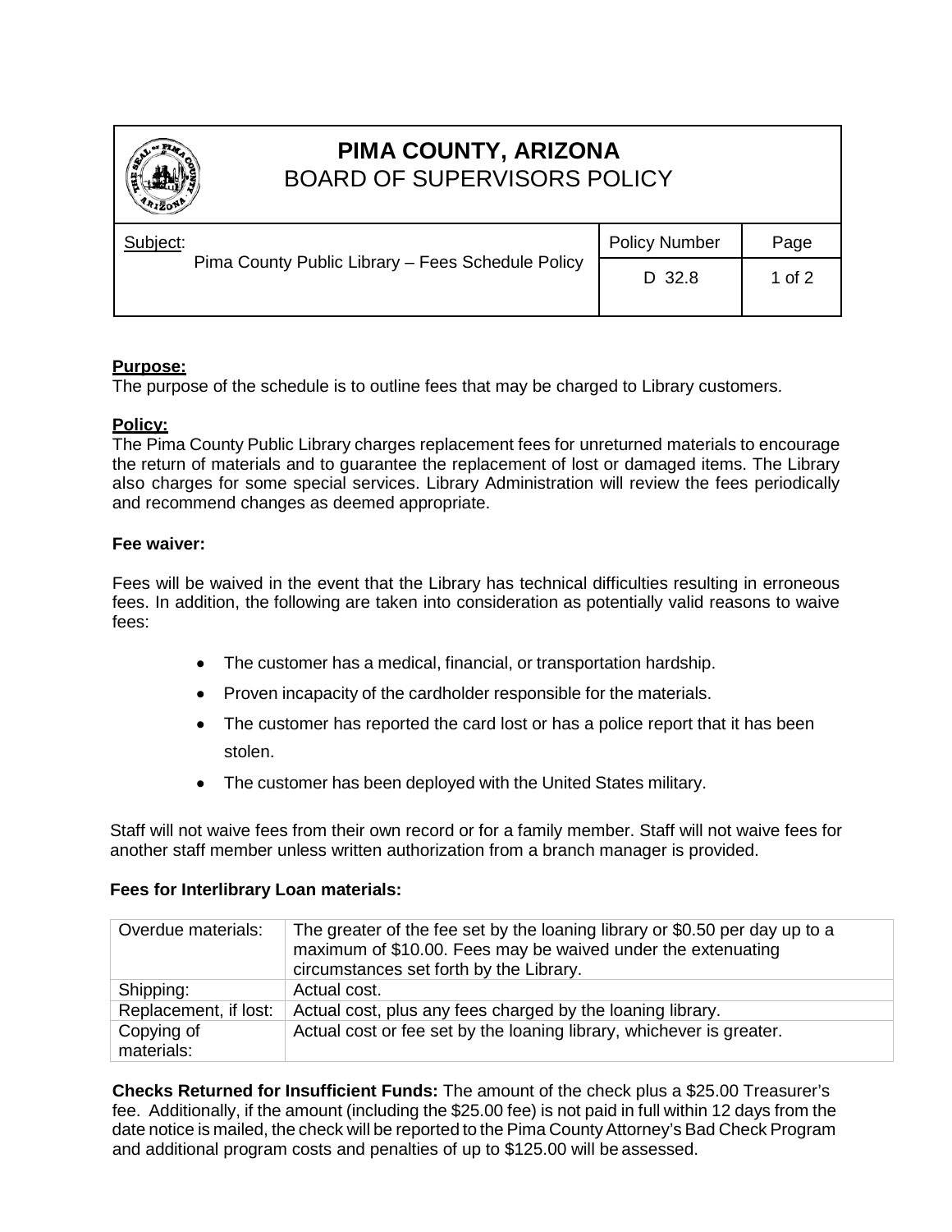# PIMA COUNTY, ARIZONA
## BOARD OF SUPERVISORS POLICY

| Subject: | Policy Number | Page |
|---|---|---|
| Pima County Public Library – Fees Schedule Policy | D 32.8 | 1 of 2 |

**Purpose:**
The purpose of the schedule is to outline fees that may be charged to Library customers.

**Policy:**
The Pima County Public Library charges replacement fees for unreturned materials to encourage the return of materials and to guarantee the replacement of lost or damaged items. The Library also charges for some special services. Library Administration will review the fees periodically and recommend changes as deemed appropriate.

**Fee waiver:**

Fees will be waived in the event that the Library has technical difficulties resulting in erroneous fees. In addition, the following are taken into consideration as potentially valid reasons to waive fees:

- The customer has a medical, financial, or transportation hardship.
- Proven incapacity of the cardholder responsible for the materials.
- The customer has reported the card lost or has a police report that it has been stolen.
- The customer has been deployed with the United States military.

Staff will not waive fees from their own record or for a family member. Staff will not waive fees for another staff member unless written authorization from a branch manager is provided.

**Fees for Interlibrary Loan materials:**

| | |
|---|---|
| Overdue materials: | The greater of the fee set by the loaning library or $0.50 per day up to a maximum of $10.00. Fees may be waived under the extenuating circumstances set forth by the Library. |
| Shipping: | Actual cost. |
| Replacement, if lost: | Actual cost, plus any fees charged by the loaning library. |
| Copying of materials: | Actual cost or fee set by the loaning library, whichever is greater. |

**Checks Returned for Insufficient Funds:** The amount of the check plus a $25.00 Treasurer's fee. Additionally, if the amount (including the $25.00 fee) is not paid in full within 12 days from the date notice is mailed, the check will be reported to the Pima County Attorney's Bad Check Program and additional program costs and penalties of up to $125.00 will be assessed.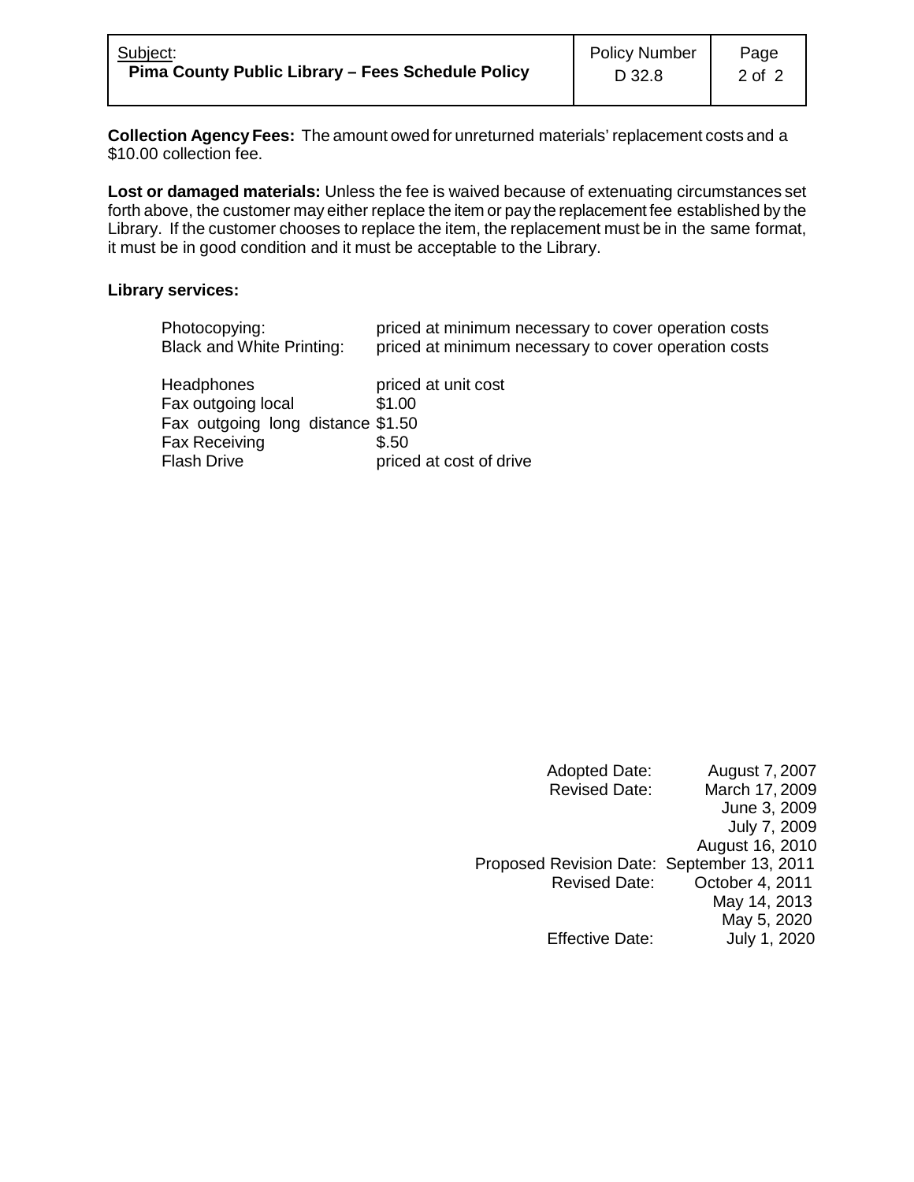**Collection Agency Fees:** The amount owed for unreturned materials' replacement costs and a $10.00 collection fee.

**Lost or damaged materials:** Unless the fee is waived because of extenuating circumstances set forth above, the customer may either replace the item or pay the replacement fee established by the Library. If the customer chooses to replace the item, the replacement must be in the same format, it must be in good condition and it must be acceptable to the Library.

**Library services:**

| | |
|---|---|
| Photocopying: | priced at minimum necessary to cover operation costs |
| Black and White Printing: | priced at minimum necessary to cover operation costs |
| Headphones | priced at unit cost |
| Fax outgoing local | $1.00 |
| Fax outgoing long distance | $1.50 |
| Fax Receiving | $.50 |
| Flash Drive | priced at cost of drive |

| | |
|---|---|
| Adopted Date: | August 7, 2007 |
| Revised Date: | March 17, 2009 |
| | June 3, 2009 |
| | July 7, 2009 |
| | August 16, 2010 |
| Proposed Revision Date: | September 13, 2011 |
| Revised Date: | October 4, 2011 |
| | May 14, 2013 |
| | May 5, 2020 |
| Effective Date: | July 1, 2020 |